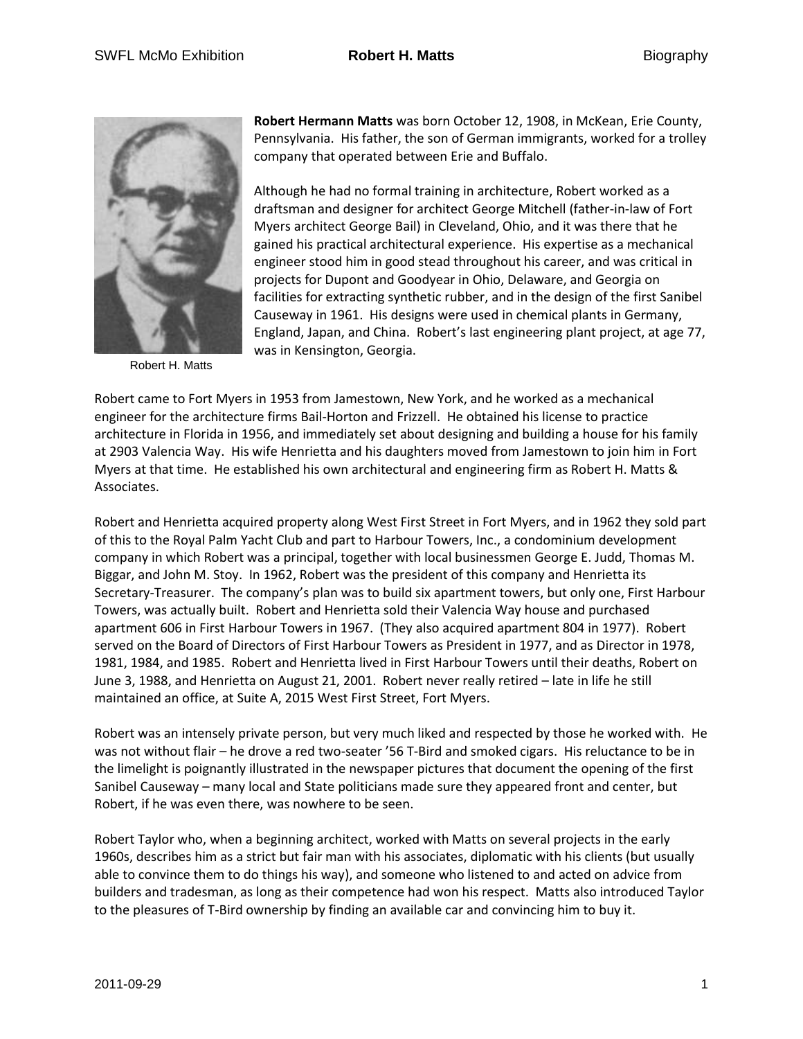Robert H. Matts

**Robert Hermann Matts** was born October 12, 1908, in McKean, Erie County, Pennsylvania. His father, the son of German immigrants, worked for a trolley company that operated between Erie and Buffalo.

Although he had no formal training in architecture, Robert worked as a draftsman and designer for architect George Mitchell (father-in-law of Fort Myers architect George Bail) in Cleveland, Ohio, and it was there that he gained his practical architectural experience. His expertise as a mechanical engineer stood him in good stead throughout his career, and was critical in projects for Dupont and Goodyear in Ohio, Delaware, and Georgia on facilities for extracting synthetic rubber, and in the design of the first Sanibel Causeway in 1961. His designs were used in chemical plants in Germany, England, Japan, and China. Robert's last engineering plant project, at age 77, was in Kensington, Georgia.

Robert came to Fort Myers in 1953 from Jamestown, New York, and he worked as a mechanical engineer for the architecture firms Bail-Horton and Frizzell. He obtained his license to practice architecture in Florida in 1956, and immediately set about designing and building a house for his family at 2903 Valencia Way. His wife Henrietta and his daughters moved from Jamestown to join him in Fort Myers at that time. He established his own architectural and engineering firm as Robert H. Matts & Associates.

Robert and Henrietta acquired property along West First Street in Fort Myers, and in 1962 they sold part of this to the Royal Palm Yacht Club and part to Harbour Towers, Inc., a condominium development company in which Robert was a principal, together with local businessmen George E. Judd, Thomas M. Biggar, and John M. Stoy. In 1962, Robert was the president of this company and Henrietta its Secretary-Treasurer. The company's plan was to build six apartment towers, but only one, First Harbour Towers, was actually built. Robert and Henrietta sold their Valencia Way house and purchased apartment 606 in First Harbour Towers in 1967. (They also acquired apartment 804 in 1977). Robert served on the Board of Directors of First Harbour Towers as President in 1977, and as Director in 1978, 1981, 1984, and 1985. Robert and Henrietta lived in First Harbour Towers until their deaths, Robert on June 3, 1988, and Henrietta on August 21, 2001. Robert never really retired – late in life he still maintained an office, at Suite A, 2015 West First Street, Fort Myers.

Robert was an intensely private person, but very much liked and respected by those he worked with. He was not without flair – he drove a red two-seater '56 T-Bird and smoked cigars. His reluctance to be in the limelight is poignantly illustrated in the newspaper pictures that document the opening of the first Sanibel Causeway – many local and State politicians made sure they appeared front and center, but Robert, if he was even there, was nowhere to be seen.

Robert Taylor who, when a beginning architect, worked with Matts on several projects in the early 1960s, describes him as a strict but fair man with his associates, diplomatic with his clients (but usually able to convince them to do things his way), and someone who listened to and acted on advice from builders and tradesman, as long as their competence had won his respect. Matts also introduced Taylor to the pleasures of T-Bird ownership by finding an available car and convincing him to buy it.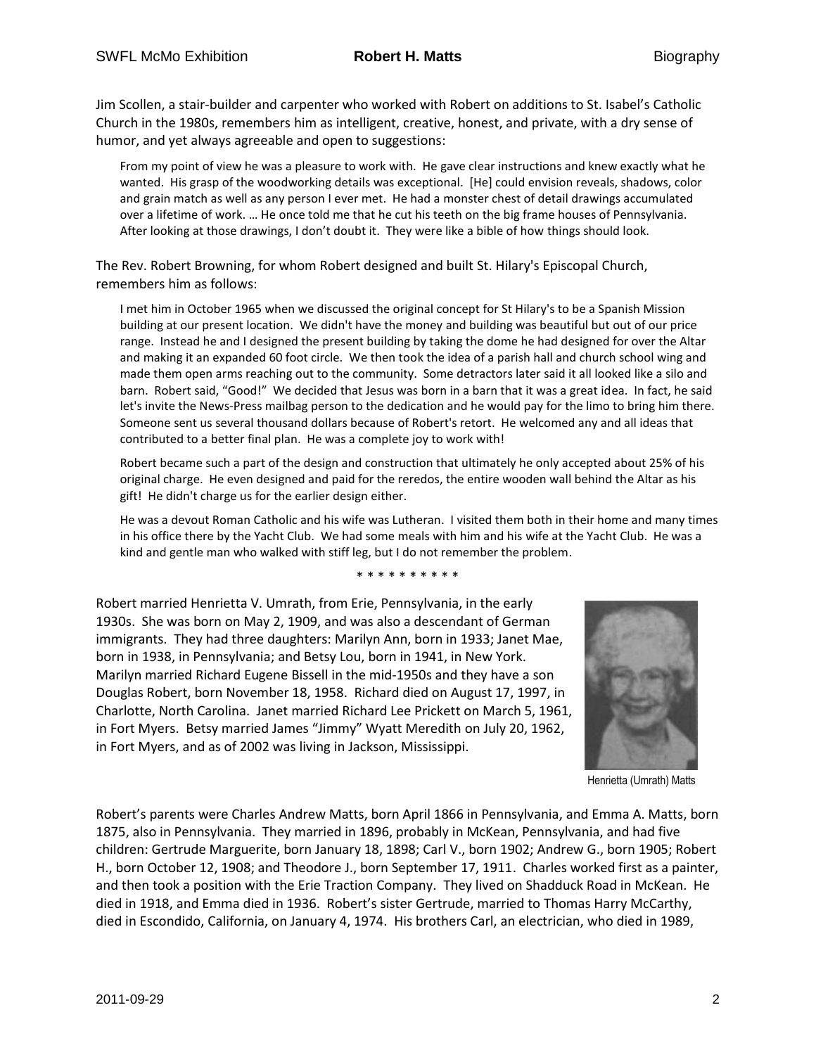Jim Scollen, a stair-builder and carpenter who worked with Robert on additions to St. Isabel's Catholic Church in the 1980s, remembers him as intelligent, creative, honest, and private, with a dry sense of humor, and yet always agreeable and open to suggestions:

> From my point of view he was a pleasure to work with. He gave clear instructions and knew exactly what he wanted. His grasp of the woodworking details was exceptional. [He] could envision reveals, shadows, color and grain match as well as any person I ever met. He had a monster chest of detail drawings accumulated over a lifetime of work. … He once told me that he cut his teeth on the big frame houses of Pennsylvania. After looking at those drawings, I don't doubt it. They were like a bible of how things should look.

The Rev. Robert Browning, for whom Robert designed and built St. Hilary's Episcopal Church, remembers him as follows:

> I met him in October 1965 when we discussed the original concept for St Hilary's to be a Spanish Mission building at our present location. We didn't have the money and building was beautiful but out of our price range. Instead he and I designed the present building by taking the dome he had designed for over the Altar and making it an expanded 60 foot circle. We then took the idea of a parish hall and church school wing and made them open arms reaching out to the community. Some detractors later said it all looked like a silo and barn. Robert said, "Good!" We decided that Jesus was born in a barn that it was a great idea. In fact, he said let's invite the News-Press mailbag person to the dedication and he would pay for the limo to bring him there. Someone sent us several thousand dollars because of Robert's retort. He welcomed any and all ideas that contributed to a better final plan. He was a complete joy to work with!
>
> Robert became such a part of the design and construction that ultimately he only accepted about 25% of his original charge. He even designed and paid for the reredos, the entire wooden wall behind the Altar as his gift! He didn't charge us for the earlier design either.
>
> He was a devout Roman Catholic and his wife was Lutheran. I visited them both in their home and many times in his office there by the Yacht Club. We had some meals with him and his wife at the Yacht Club. He was a kind and gentle man who walked with stiff leg, but I do not remember the problem.

* * * * * * * * * * *

Robert married Henrietta V. Umrath, from Erie, Pennsylvania, in the early 1930s. She was born on May 2, 1909, and was also a descendant of German immigrants. They had three daughters: Marilyn Ann, born in 1933; Janet Mae, born in 1938, in Pennsylvania; and Betsy Lou, born in 1941, in New York. Marilyn married Richard Eugene Bissell in the mid-1950s and they have a son Douglas Robert, born November 18, 1958. Richard died on August 17, 1997, in Charlotte, North Carolina. Janet married Richard Lee Prickett on March 5, 1961, in Fort Myers. Betsy married James "Jimmy" Wyatt Meredith on July 20, 1962, in Fort Myers, and as of 2002 was living in Jackson, Mississippi.

Henrietta (Umrath) Matts

Robert's parents were Charles Andrew Matts, born April 1866 in Pennsylvania, and Emma A. Matts, born 1875, also in Pennsylvania. They married in 1896, probably in McKean, Pennsylvania, and had five children: Gertrude Marguerite, born January 18, 1898; Carl V., born 1902; Andrew G., born 1905; Robert H., born October 12, 1908; and Theodore J., born September 17, 1911. Charles worked first as a painter, and then took a position with the Erie Traction Company. They lived on Shadduck Road in McKean. He died in 1918, and Emma died in 1936. Robert's sister Gertrude, married to Thomas Harry McCarthy, died in Escondido, California, on January 4, 1974. His brothers Carl, an electrician, who died in 1989,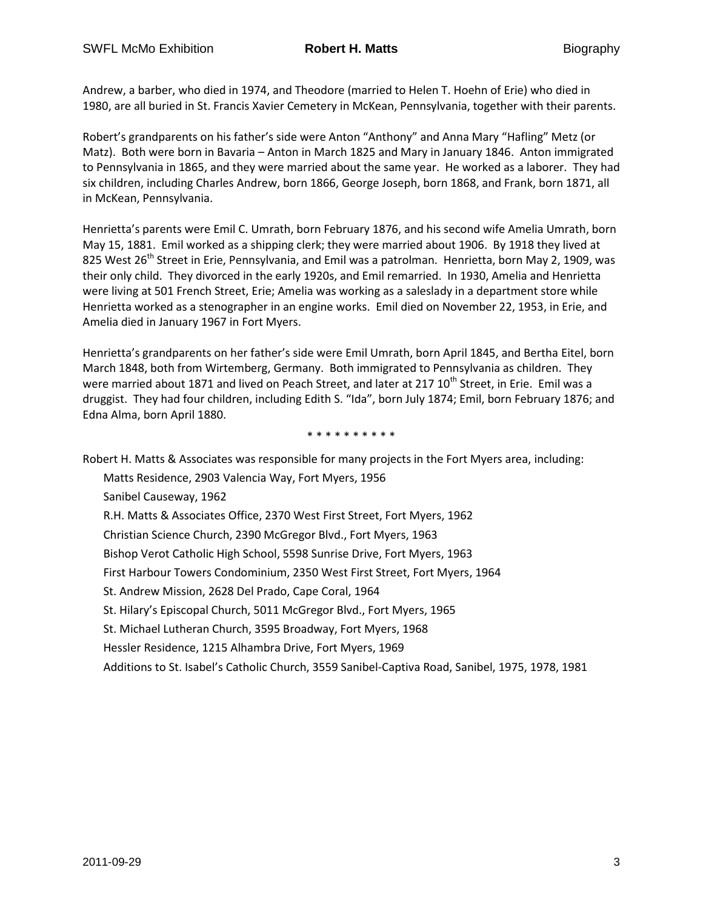Andrew, a barber, who died in 1974, and Theodore (married to Helen T. Hoehn of Erie) who died in 1980, are all buried in St. Francis Xavier Cemetery in McKean, Pennsylvania, together with their parents.

Robert's grandparents on his father's side were Anton "Anthony" and Anna Mary "Hafling" Metz (or Matz). Both were born in Bavaria – Anton in March 1825 and Mary in January 1846. Anton immigrated to Pennsylvania in 1865, and they were married about the same year. He worked as a laborer. They had six children, including Charles Andrew, born 1866, George Joseph, born 1868, and Frank, born 1871, all in McKean, Pennsylvania.

Henrietta's parents were Emil C. Umrath, born February 1876, and his second wife Amelia Umrath, born May 15, 1881. Emil worked as a shipping clerk; they were married about 1906. By 1918 they lived at 825 West 26th Street in Erie, Pennsylvania, and Emil was a patrolman. Henrietta, born May 2, 1909, was their only child. They divorced in the early 1920s, and Emil remarried. In 1930, Amelia and Henrietta were living at 501 French Street, Erie; Amelia was working as a saleslady in a department store while Henrietta worked as a stenographer in an engine works. Emil died on November 22, 1953, in Erie, and Amelia died in January 1967 in Fort Myers.

Henrietta's grandparents on her father's side were Emil Umrath, born April 1845, and Bertha Eitel, born March 1848, both from Wirtemberg, Germany. Both immigrated to Pennsylvania as children. They were married about 1871 and lived on Peach Street, and later at 217 10th Street, in Erie. Emil was a druggist. They had four children, including Edith S. "Ida", born July 1874; Emil, born February 1876; and Edna Alma, born April 1880.

* * * * * * * * * *

Robert H. Matts & Associates was responsible for many projects in the Fort Myers area, including:

- Matts Residence, 2903 Valencia Way, Fort Myers, 1956
- Sanibel Causeway, 1962
- R.H. Matts & Associates Office, 2370 West First Street, Fort Myers, 1962
- Christian Science Church, 2390 McGregor Blvd., Fort Myers, 1963
- Bishop Verot Catholic High School, 5598 Sunrise Drive, Fort Myers, 1963
- First Harbour Towers Condominium, 2350 West First Street, Fort Myers, 1964
- St. Andrew Mission, 2628 Del Prado, Cape Coral, 1964
- St. Hilary's Episcopal Church, 5011 McGregor Blvd., Fort Myers, 1965
- St. Michael Lutheran Church, 3595 Broadway, Fort Myers, 1968
- Hessler Residence, 1215 Alhambra Drive, Fort Myers, 1969
- Additions to St. Isabel's Catholic Church, 3559 Sanibel-Captiva Road, Sanibel, 1975, 1978, 1981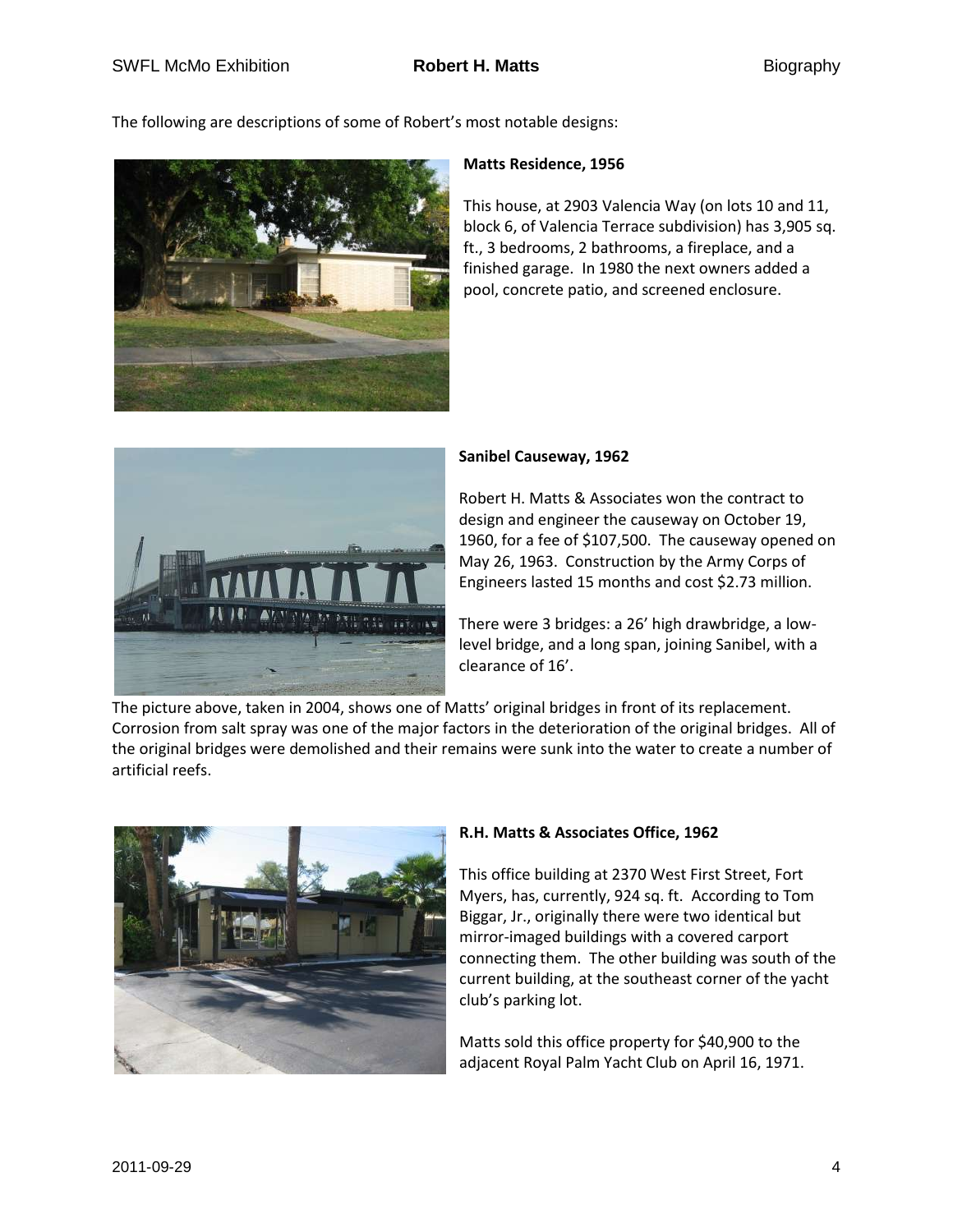The following are descriptions of some of Robert's most notable designs:

**Matts Residence, 1956**

This house, at 2903 Valencia Way (on lots 10 and 11, block 6, of Valencia Terrace subdivision) has 3,905 sq. ft., 3 bedrooms, 2 bathrooms, a fireplace, and a finished garage. In 1980 the next owners added a pool, concrete patio, and screened enclosure.

**Sanibel Causeway, 1962**

Robert H. Matts & Associates won the contract to design and engineer the causeway on October 19, 1960, for a fee of $107,500. The causeway opened on May 26, 1963. Construction by the Army Corps of Engineers lasted 15 months and cost $2.73 million.

There were 3 bridges: a 26' high drawbridge, a low-level bridge, and a long span, joining Sanibel, with a clearance of 16'.

The picture above, taken in 2004, shows one of Matts' original bridges in front of its replacement. Corrosion from salt spray was one of the major factors in the deterioration of the original bridges. All of the original bridges were demolished and their remains were sunk into the water to create a number of artificial reefs.

**R.H. Matts & Associates Office, 1962**

This office building at 2370 West First Street, Fort Myers, has, currently, 924 sq. ft. According to Tom Biggar, Jr., originally there were two identical but mirror-imaged buildings with a covered carport connecting them. The other building was south of the current building, at the southeast corner of the yacht club's parking lot.

Matts sold this office property for $40,900 to the adjacent Royal Palm Yacht Club on April 16, 1971.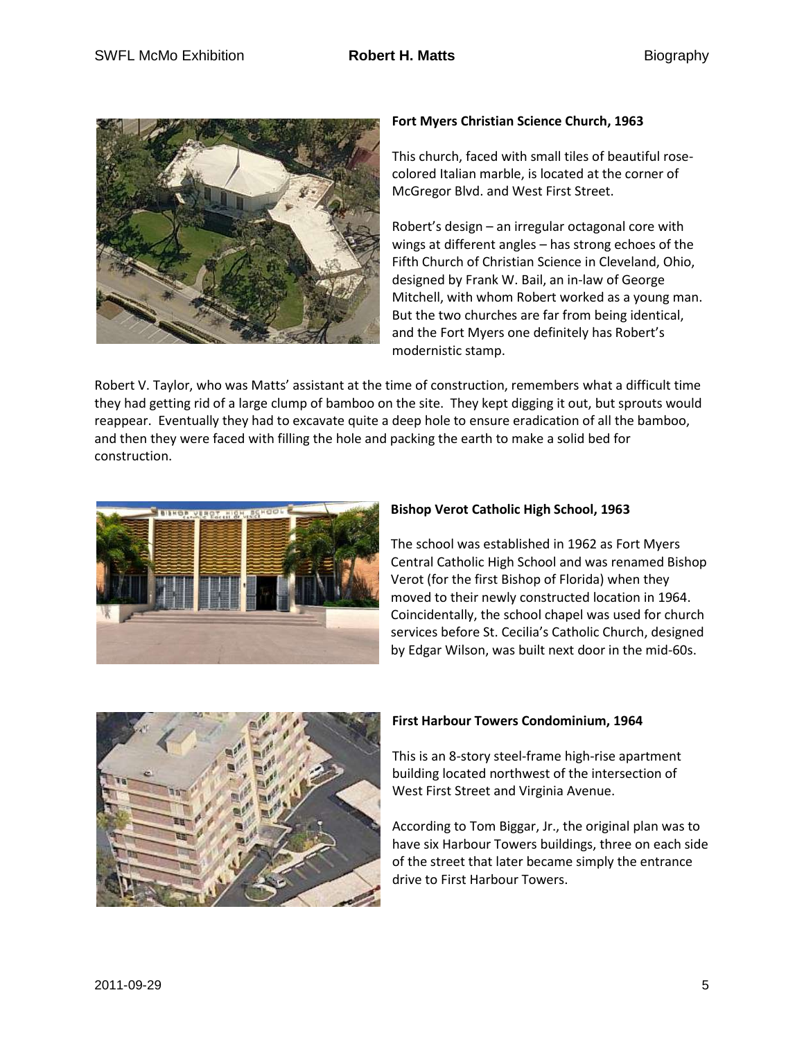**Fort Myers Christian Science Church, 1963**

This church, faced with small tiles of beautiful rose-colored Italian marble, is located at the corner of McGregor Blvd. and West First Street.

Robert's design – an irregular octagonal core with wings at different angles – has strong echoes of the Fifth Church of Christian Science in Cleveland, Ohio, designed by Frank W. Bail, an in-law of George Mitchell, with whom Robert worked as a young man. But the two churches are far from being identical, and the Fort Myers one definitely has Robert's modernistic stamp.

Robert V. Taylor, who was Matts' assistant at the time of construction, remembers what a difficult time they had getting rid of a large clump of bamboo on the site. They kept digging it out, but sprouts would reappear. Eventually they had to excavate quite a deep hole to ensure eradication of all the bamboo, and then they were faced with filling the hole and packing the earth to make a solid bed for construction.

**Bishop Verot Catholic High School, 1963**

The school was established in 1962 as Fort Myers Central Catholic High School and was renamed Bishop Verot (for the first Bishop of Florida) when they moved to their newly constructed location in 1964. Coincidentally, the school chapel was used for church services before St. Cecilia's Catholic Church, designed by Edgar Wilson, was built next door in the mid-60s.

**First Harbour Towers Condominium, 1964**

This is an 8-story steel-frame high-rise apartment building located northwest of the intersection of West First Street and Virginia Avenue.

According to Tom Biggar, Jr., the original plan was to have six Harbour Towers buildings, three on each side of the street that later became simply the entrance drive to First Harbour Towers.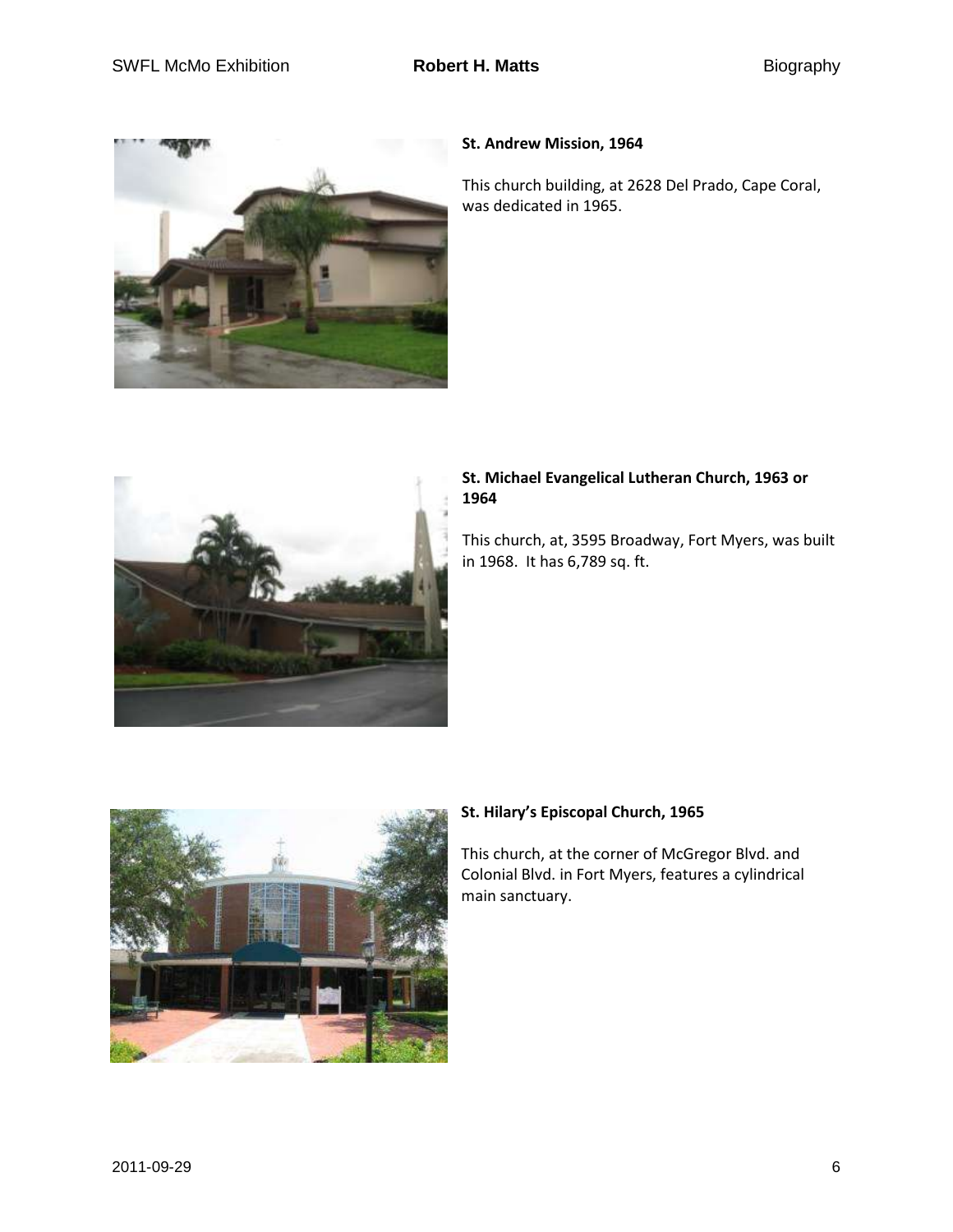**St. Andrew Mission, 1964**

This church building, at 2628 Del Prado, Cape Coral, was dedicated in 1965.

**St. Michael Evangelical Lutheran Church, 1963 or 1964**

This church, at, 3595 Broadway, Fort Myers, was built in 1968. It has 6,789 sq. ft.

**St. Hilary's Episcopal Church, 1965**

This church, at the corner of McGregor Blvd. and Colonial Blvd. in Fort Myers, features a cylindrical main sanctuary.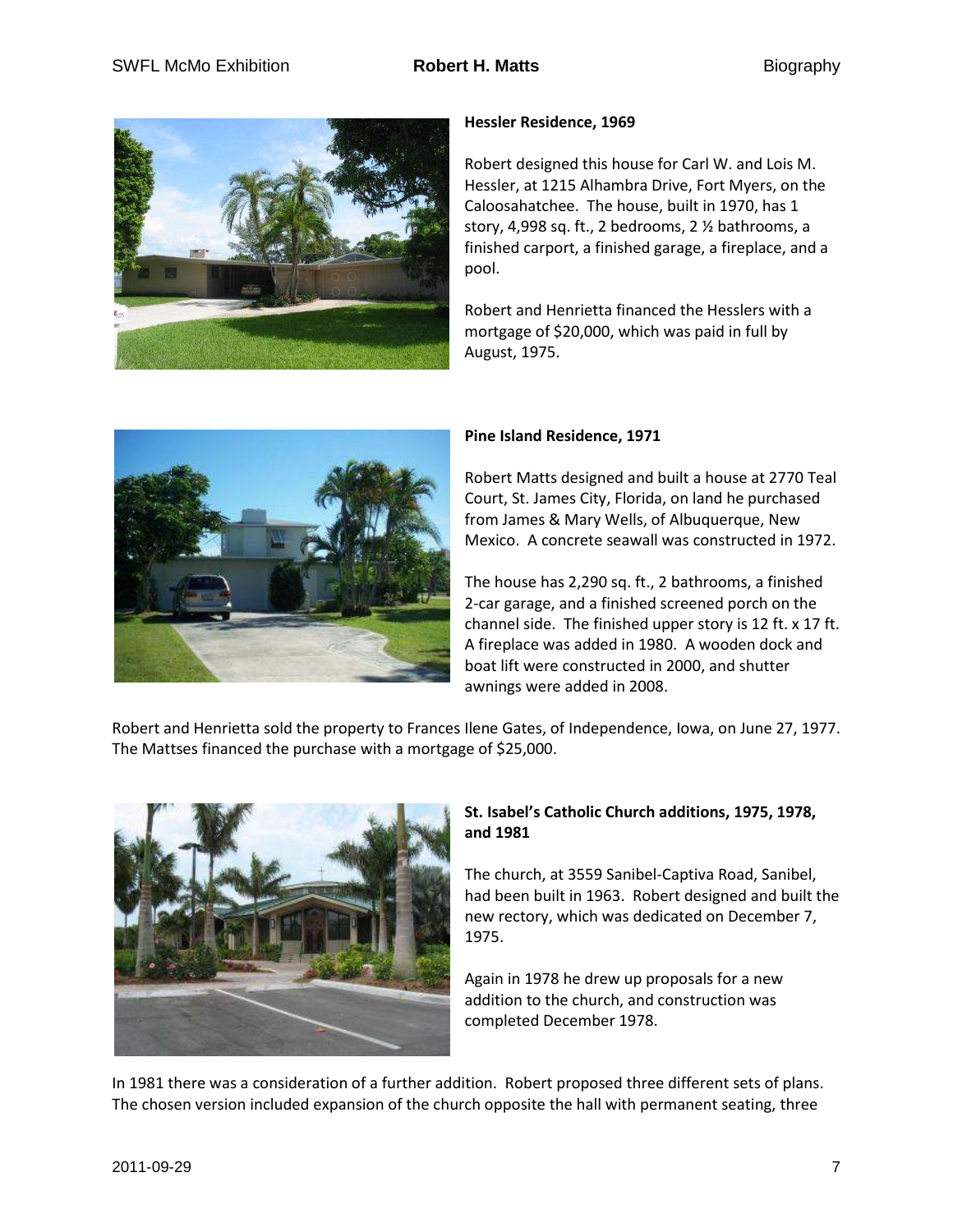**Hessler Residence, 1969**

Robert designed this house for Carl W. and Lois M. Hessler, at 1215 Alhambra Drive, Fort Myers, on the Caloosahatchee. The house, built in 1970, has 1 story, 4,998 sq. ft., 2 bedrooms, 2 ½ bathrooms, a finished carport, a finished garage, a fireplace, and a pool.

Robert and Henrietta financed the Hesslers with a mortgage of $20,000, which was paid in full by August, 1975.

**Pine Island Residence, 1971**

Robert Matts designed and built a house at 2770 Teal Court, St. James City, Florida, on land he purchased from James & Mary Wells, of Albuquerque, New Mexico. A concrete seawall was constructed in 1972.

The house has 2,290 sq. ft., 2 bathrooms, a finished 2-car garage, and a finished screened porch on the channel side. The finished upper story is 12 ft. x 17 ft. A fireplace was added in 1980. A wooden dock and boat lift were constructed in 2000, and shutter awnings were added in 2008.

Robert and Henrietta sold the property to Frances Ilene Gates, of Independence, Iowa, on June 27, 1977. The Mattses financed the purchase with a mortgage of $25,000.

**St. Isabel's Catholic Church additions, 1975, 1978, and 1981**

The church, at 3559 Sanibel-Captiva Road, Sanibel, had been built in 1963. Robert designed and built the new rectory, which was dedicated on December 7, 1975.

Again in 1978 he drew up proposals for a new addition to the church, and construction was completed December 1978.

In 1981 there was a consideration of a further addition. Robert proposed three different sets of plans. The chosen version included expansion of the church opposite the hall with permanent seating, three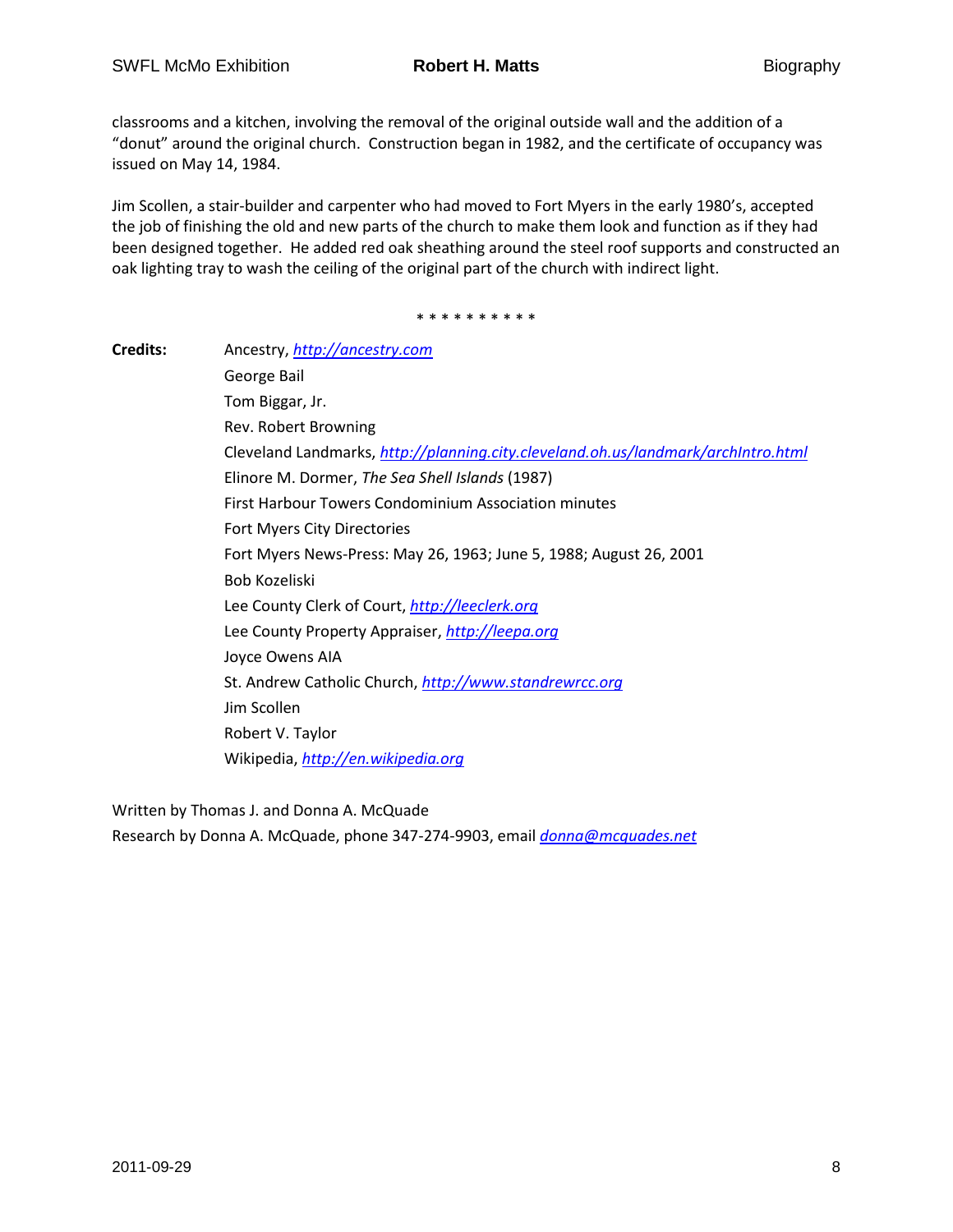classrooms and a kitchen, involving the removal of the original outside wall and the addition of a "donut" around the original church. Construction began in 1982, and the certificate of occupancy was issued on May 14, 1984.

Jim Scollen, a stair-builder and carpenter who had moved to Fort Myers in the early 1980's, accepted the job of finishing the old and new parts of the church to make them look and function as if they had been designed together. He added red oak sheathing around the steel roof supports and constructed an oak lighting tray to wash the ceiling of the original part of the church with indirect light.

* * * * * * * * * *

**Credits:**

Ancestry, *http://ancestry.com*
George Bail
Tom Biggar, Jr.
Rev. Robert Browning
Cleveland Landmarks, *http://planning.city.cleveland.oh.us/landmark/archIntro.html*
Elinore M. Dormer, *The Sea Shell Islands* (1987)
First Harbour Towers Condominium Association minutes
Fort Myers City Directories
Fort Myers News-Press: May 26, 1963; June 5, 1988; August 26, 2001
Bob Kozeliski
Lee County Clerk of Court, *http://leeclerk.org*
Lee County Property Appraiser, *http://leepa.org*
Joyce Owens AIA
St. Andrew Catholic Church, *http://www.standrewrcc.org*
Jim Scollen
Robert V. Taylor
Wikipedia, *http://en.wikipedia.org*

Written by Thomas J. and Donna A. McQuade
Research by Donna A. McQuade, phone 347-274-9903, email *donna@mcquades.net*